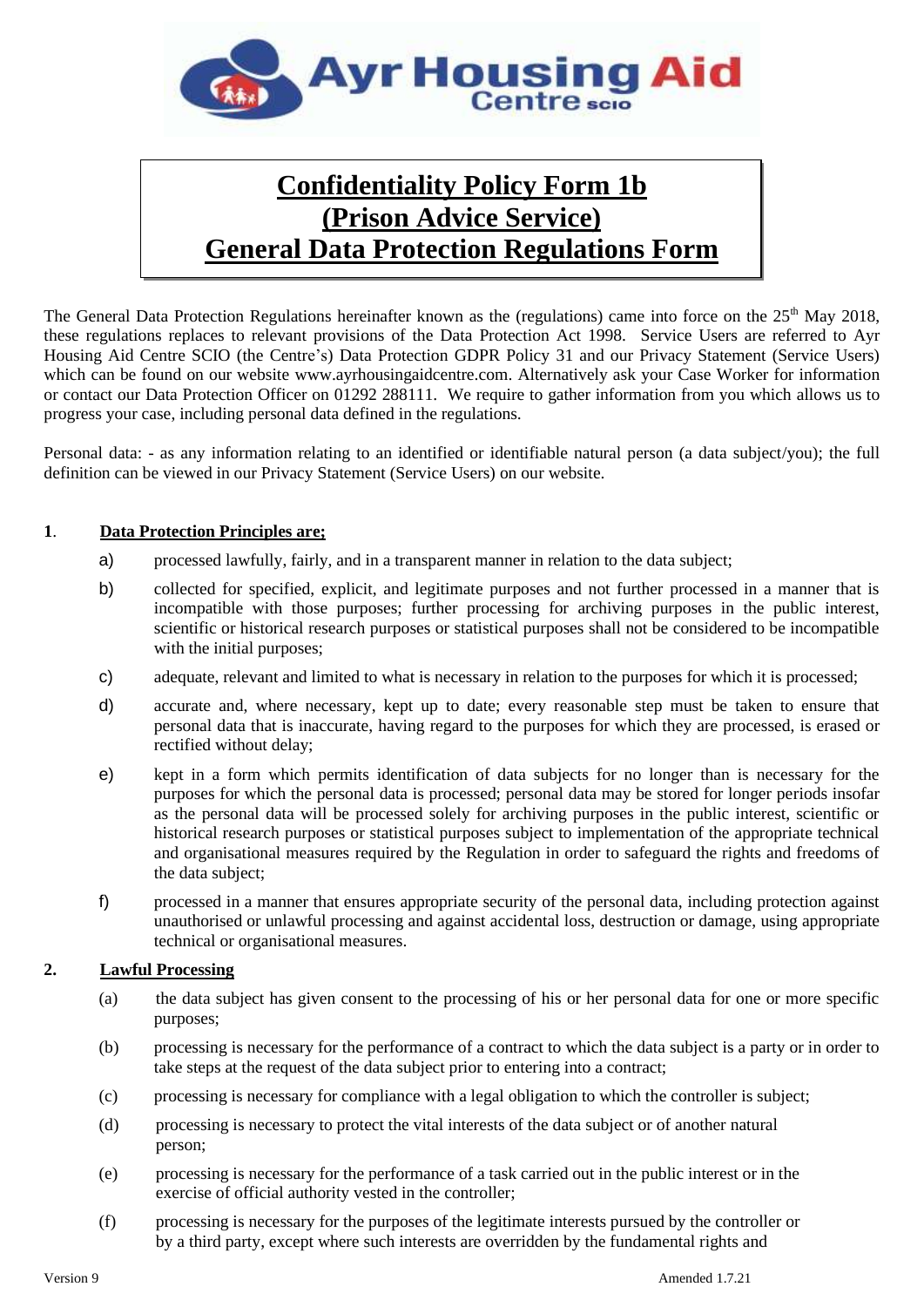# Confidentiality Policy Form 1b (Prison Advice Service) General Data Protection Regulations Form

The General Data Protection Regulations hereinafter known as the (regulations) came into force on the 25th May 2018, these regulations replaces to relevant provisions of the Data Protection Act 1998. Service Users are referred to Ayr Housing Aid Centre SCIO (the Centre's) Data Protection GDPR Policy 31 and our Privacy Statement (Service Users) which can be found on our website www.ayrhousingaidcentre.com. Alternatively ask your Case Worker for information or contact our Data Protection Officer on 01292 288111. We require to gather information from you which allows us to progress your case, including personal data defined in the regulations.

Personal data: - as any information relating to an identified or identifiable natural person (a data subject/you); the full definition can be viewed in our Privacy Statement (Service Users) on our website.

**1. Data Protection Principles are;**

a) processed lawfully, fairly, and in a transparent manner in relation to the data subject;

b) collected for specified, explicit, and legitimate purposes and not further processed in a manner that is incompatible with those purposes; further processing for archiving purposes in the public interest, scientific or historical research purposes or statistical purposes shall not be considered to be incompatible with the initial purposes;

c) adequate, relevant and limited to what is necessary in relation to the purposes for which it is processed;

d) accurate and, where necessary, kept up to date; every reasonable step must be taken to ensure that personal data that is inaccurate, having regard to the purposes for which they are processed, is erased or rectified without delay;

e) kept in a form which permits identification of data subjects for no longer than is necessary for the purposes for which the personal data is processed; personal data may be stored for longer periods insofar as the personal data will be processed solely for archiving purposes in the public interest, scientific or historical research purposes or statistical purposes subject to implementation of the appropriate technical and organisational measures required by the Regulation in order to safeguard the rights and freedoms of the data subject;

f) processed in a manner that ensures appropriate security of the personal data, including protection against unauthorised or unlawful processing and against accidental loss, destruction or damage, using appropriate technical or organisational measures.

**2. Lawful Processing**

(a) the data subject has given consent to the processing of his or her personal data for one or more specific purposes;

(b) processing is necessary for the performance of a contract to which the data subject is a party or in order to take steps at the request of the data subject prior to entering into a contract;

(c) processing is necessary for compliance with a legal obligation to which the controller is subject;

(d) processing is necessary to protect the vital interests of the data subject or of another natural person;

(e) processing is necessary for the performance of a task carried out in the public interest or in the exercise of official authority vested in the controller;

(f) processing is necessary for the purposes of the legitimate interests pursued by the controller or by a third party, except where such interests are overridden by the fundamental rights and

Version 9 Amended 1.7.21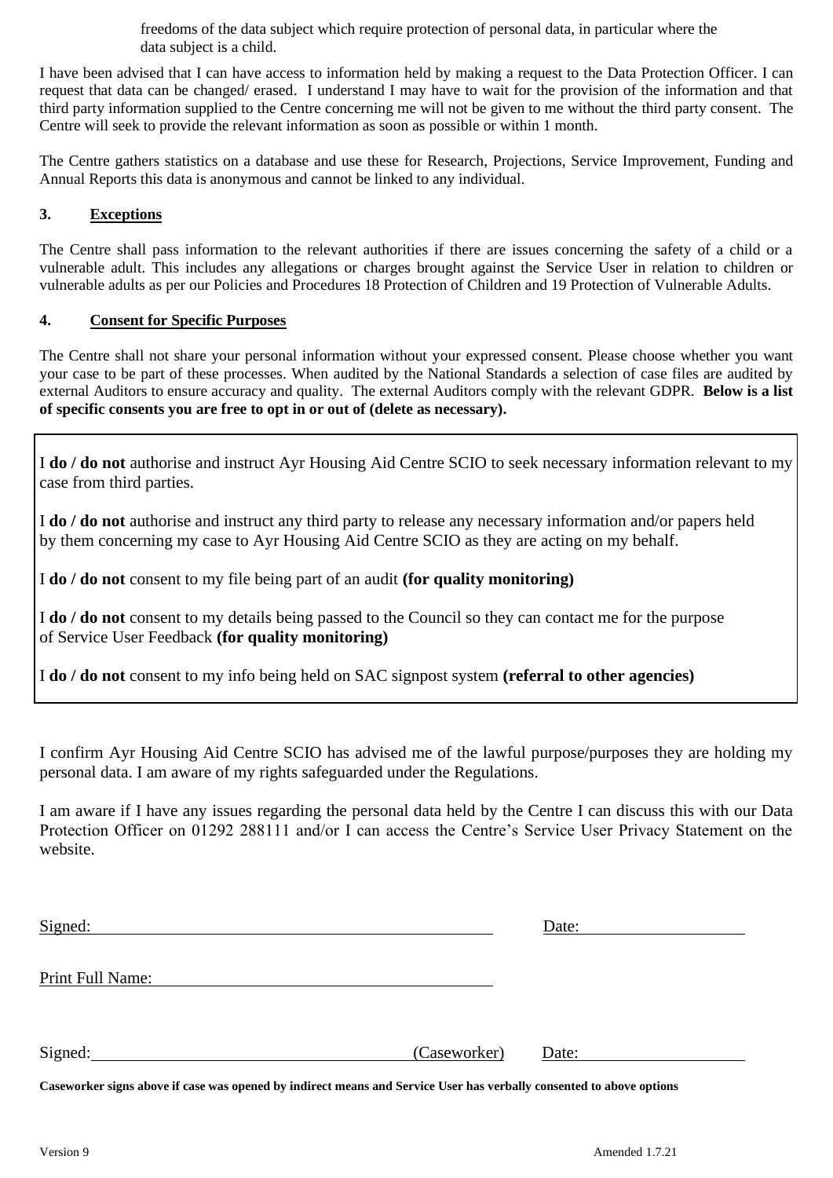freedoms of the data subject which require protection of personal data, in particular where the data subject is a child.

I have been advised that I can have access to information held by making a request to the Data Protection Officer. I can request that data can be changed/ erased. I understand I may have to wait for the provision of the information and that third party information supplied to the Centre concerning me will not be given to me without the third party consent. The Centre will seek to provide the relevant information as soon as possible or within 1 month.

The Centre gathers statistics on a database and use these for Research, Projections, Service Improvement, Funding and Annual Reports this data is anonymous and cannot be linked to any individual.

## 3. Exceptions

The Centre shall pass information to the relevant authorities if there are issues concerning the safety of a child or a vulnerable adult. This includes any allegations or charges brought against the Service User in relation to children or vulnerable adults as per our Policies and Procedures 18 Protection of Children and 19 Protection of Vulnerable Adults.

## 4. Consent for Specific Purposes

The Centre shall not share your personal information without your expressed consent. Please choose whether you want your case to be part of these processes. When audited by the National Standards a selection of case files are audited by external Auditors to ensure accuracy and quality. The external Auditors comply with the relevant GDPR. **Below is a list of specific consents you are free to opt in or out of (delete as necessary).**

I **do / do not** authorise and instruct Ayr Housing Aid Centre SCIO to seek necessary information relevant to my case from third parties.

I **do / do not** authorise and instruct any third party to release any necessary information and/or papers held by them concerning my case to Ayr Housing Aid Centre SCIO as they are acting on my behalf.

I **do / do not** consent to my file being part of an audit **(for quality monitoring)**

I **do / do not** consent to my details being passed to the Council so they can contact me for the purpose of Service User Feedback **(for quality monitoring)**

I **do / do not** consent to my info being held on SAC signpost system **(referral to other agencies)**

I confirm Ayr Housing Aid Centre SCIO has advised me of the lawful purpose/purposes they are holding my personal data. I am aware of my rights safeguarded under the Regulations.

I am aware if I have any issues regarding the personal data held by the Centre I can discuss this with our Data Protection Officer on 01292 288111 and/or I can access the Centre's Service User Privacy Statement on the website.

Signed: ______________________________ Date: ______________

Print Full Name: ______________________________

Signed: ______________________________ (Caseworker) Date: ______________

**Caseworker signs above if case was opened by indirect means and Service User has verbally consented to above options**

Version 9 Amended 1.7.21